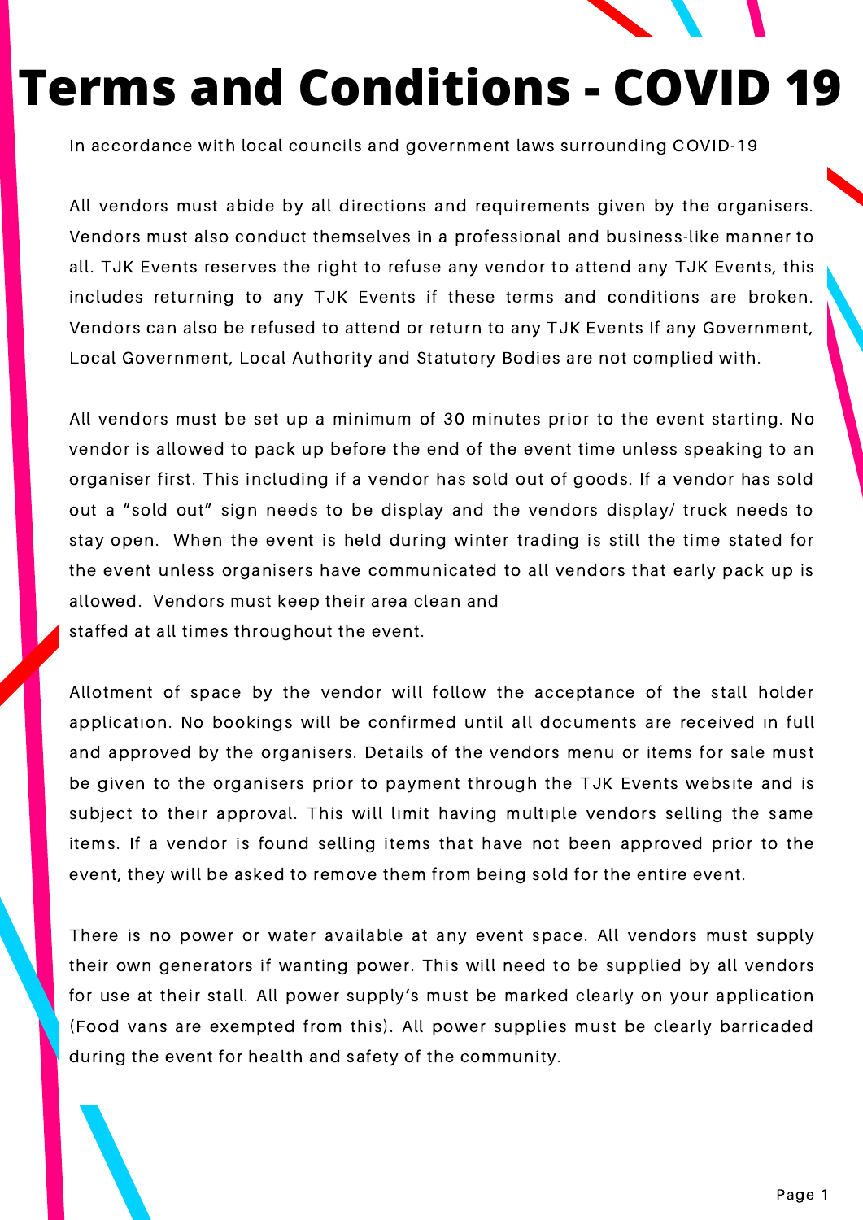# Terms and Conditions - COVID 19

In accordance with local councils and government laws surrounding COVID-19

All vendors must abide by all directions and requirements given by the organisers. Vendors must also conduct themselves in a professional and business-like manner to all. TJK Events reserves the right to refuse any vendor to attend any TJK Events, this includes returning to any TJK Events if these terms and conditions are broken. Vendors can also be refused to attend or return to any TJK Events If any Government, Local Government, Local Authority and Statutory Bodies are not complied with.

All vendors must be set up a minimum of 30 minutes prior to the event starting. No vendor is allowed to pack up before the end of the event time unless speaking to an organiser first. This including if a vendor has sold out of goods. If a vendor has sold out a "sold out" sign needs to be display and the vendors display/ truck needs to stay open. When the event is held during winter trading is still the time stated for the event unless organisers have communicated to all vendors that early pack up is allowed. Vendors must keep their area clean and staffed at all times throughout the event.

Allotment of space by the vendor will follow the acceptance of the stall holder application. No bookings will be confirmed until all documents are received in full and approved by the organisers. Details of the vendors menu or items for sale must be given to the organisers prior to payment through the TJK Events website and is subject to their approval. This will limit having multiple vendors selling the same items. If a vendor is found selling items that have not been approved prior to the event, they will be asked to remove them from being sold for the entire event.

There is no power or water available at any event space. All vendors must supply their own generators if wanting power. This will need to be supplied by all vendors for use at their stall. All power supply's must be marked clearly on your application (Food vans are exempted from this). All power supplies must be clearly barricaded during the event for health and safety of the community.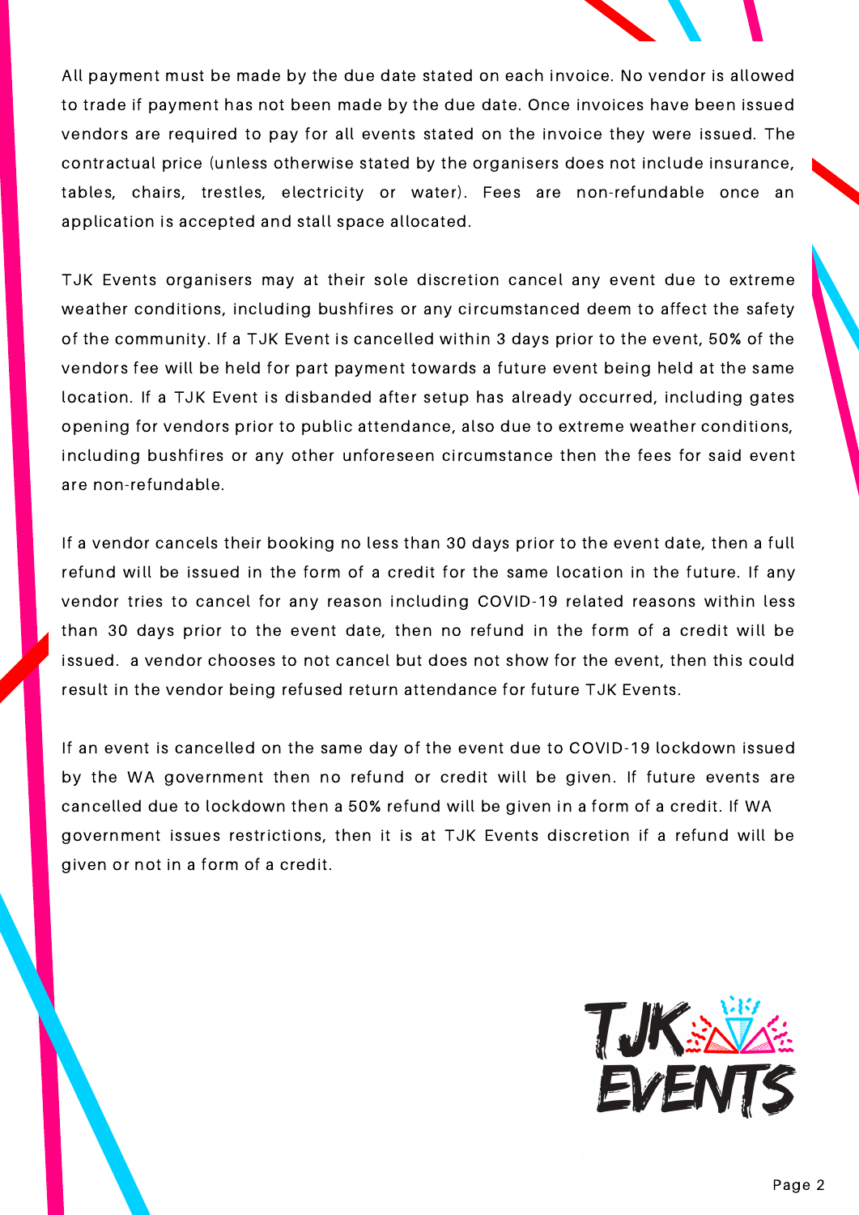All payment must be made by the due date stated on each invoice. No vendor is allowed to trade if payment has not been made by the due date. Once invoices have been issued vendors are required to pay for all events stated on the invoice they were issued. The contractual price (unless otherwise stated by the organisers does not include insurance, tables, chairs, trestles, electricity or water). Fees are non-refundable once an application is accepted and stall space allocated.

TJK Events organisers may at their sole discretion cancel any event due to extreme weather conditions, including bushfires or any circumstanced deem to affect the safety of the community. If a TJK Event is cancelled within 3 days prior to the event, 50% of the vendors fee will be held for part payment towards a future event being held at the same location. If a TJK Event is disbanded after setup has already occurred, including gates opening for vendors prior to public attendance, also due to extreme weather conditions, including bushfires or any other unforeseen circumstance then the fees for said event are non-refundable.

If a vendor cancels their booking no less than 30 days prior to the event date, then a full refund will be issued in the form of a credit for the same location in the future. If any vendor tries to cancel for any reason including COVID-19 related reasons within less than 30 days prior to the event date, then no refund in the form of a credit will be issued. a vendor chooses to not cancel but does not show for the event, then this could result in the vendor being refused return attendance for future TJK Events.

If an event is cancelled on the same day of the event due to COVID-19 lockdown issued by the WA government then no refund or credit will be given. If future events are cancelled due to lockdown then a 50% refund will be given in a form of a credit. If WA government issues restrictions, then it is at TJK Events discretion if a refund will be given or not in a form of a credit.

TJK EVENTS